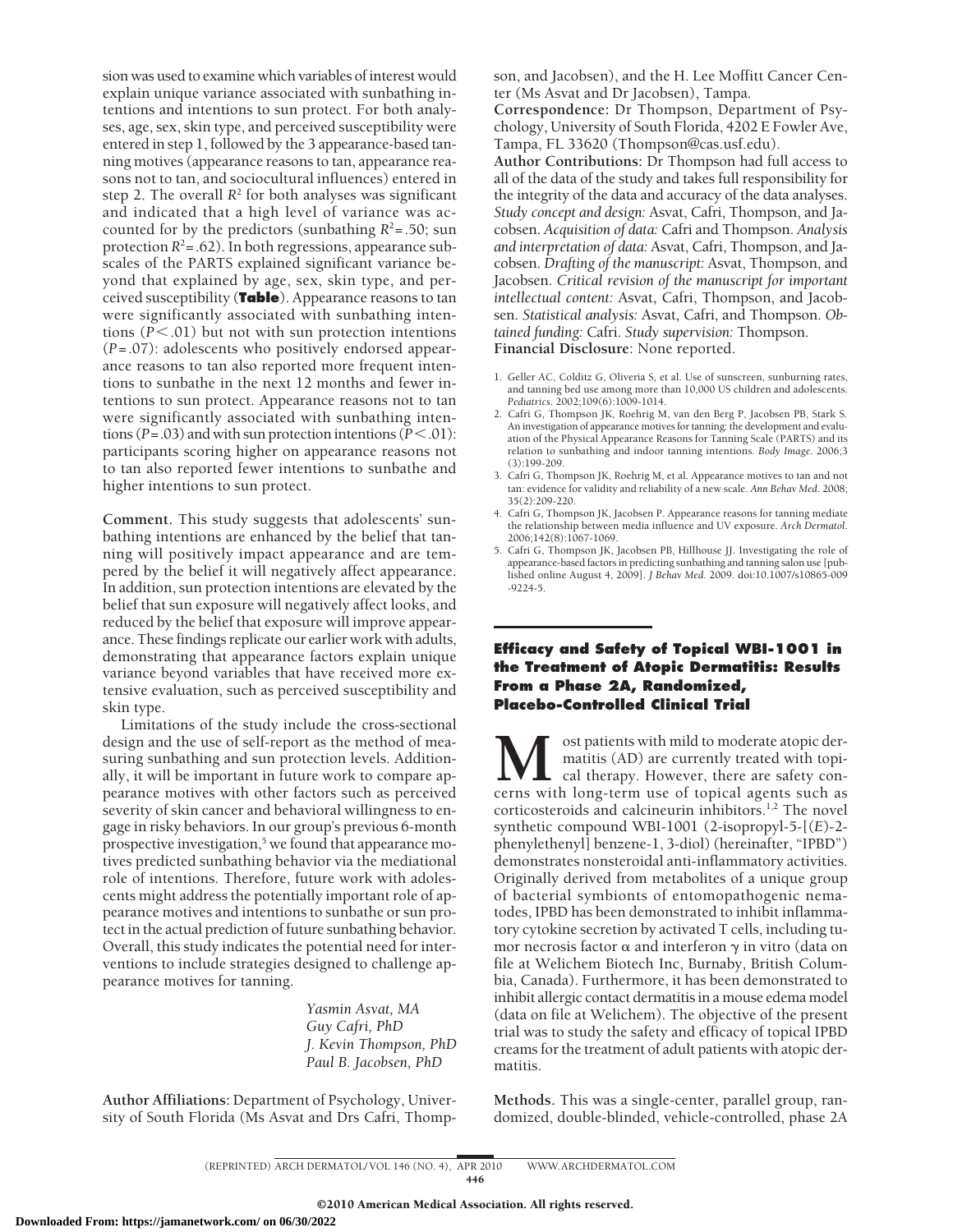sion was used to examine which variables of interest would explain unique variance associated with sunbathing intentions and intentions to sun protect. For both analyses, age, sex, skin type, and perceived susceptibility were entered in step 1, followed by the 3 appearance-based tanning motives (appearance reasons to tan, appearance reasons not to tan, and sociocultural influences) entered in step 2. The overall $R^2$ for both analyses was significant and indicated that a high level of variance was accounted for by the predictors (sunbathing $R^2 = .50$; sun protection $R^2 = .62$). In both regressions, appearance subscales of the PARTS explained significant variance beyond that explained by age, sex, skin type, and perceived susceptibility (**Table**). Appearance reasons to tan were significantly associated with sunbathing intentions ($P < .01$) but not with sun protection intentions ($P = .07$): adolescents who positively endorsed appearance reasons to tan also reported more frequent intentions to sunbathe in the next 12 months and fewer intentions to sun protect. Appearance reasons not to tan were significantly associated with sunbathing intentions ($P = .03$) and with sun protection intentions ($P < .01$): participants scoring higher on appearance reasons not to tan also reported fewer intentions to sunbathe and higher intentions to sun protect.

**Comment.** This study suggests that adolescents' sunbathing intentions are enhanced by the belief that tanning will positively impact appearance and are tempered by the belief it will negatively affect appearance. In addition, sun protection intentions are elevated by the belief that sun exposure will negatively affect looks, and reduced by the belief that exposure will improve appearance. These findings replicate our earlier work with adults, demonstrating that appearance factors explain unique variance beyond variables that have received more extensive evaluation, such as perceived susceptibility and skin type.

Limitations of the study include the cross-sectional design and the use of self-report as the method of measuring sunbathing and sun protection levels. Additionally, it will be important in future work to compare appearance motives with other factors such as perceived severity of skin cancer and behavioral willingness to engage in risky behaviors. In our group's previous 6-month prospective investigation,[5] we found that appearance motives predicted sunbathing behavior via the mediational role of intentions. Therefore, future work with adolescents might address the potentially important role of appearance motives and intentions to sunbathe or sun protect in the actual prediction of future sunbathing behavior. Overall, this study indicates the potential need for interventions to include strategies designed to challenge appearance motives for tanning.

*Yasmin Asvat, MA*
*Guy Cafri, PhD*
*J. Kevin Thompson, PhD*
*Paul B. Jacobsen, PhD*

**Author Affiliations:** Department of Psychology, University of South Florida (Ms Asvat and Drs Cafri, Thompson, and Jacobsen), and the H. Lee Moffitt Cancer Center (Ms Asvat and Dr Jacobsen), Tampa.

**Correspondence:** Dr Thompson, Department of Psychology, University of South Florida, 4202 E Fowler Ave, Tampa, FL 33620 (Thompson@cas.usf.edu).

**Author Contributions:** Dr Thompson had full access to all of the data of the study and takes full responsibility for the integrity of the data and accuracy of the data analyses. *Study concept and design:* Asvat, Cafri, Thompson, and Jacobsen. *Acquisition of data:* Cafri and Thompson. *Analysis and interpretation of data:* Asvat, Cafri, Thompson, and Jacobsen. *Drafting of the manuscript:* Asvat, Thompson, and Jacobsen. *Critical revision of the manuscript for important intellectual content:* Asvat, Cafri, Thompson, and Jacobsen. *Statistical analysis:* Asvat, Cafri, and Thompson. *Obtained funding:* Cafri. *Study supervision:* Thompson.

**Financial Disclosure**: None reported.

1. Geller AC, Colditz G, Oliveria S, et al. Use of sunscreen, sunburning rates, and tanning bed use among more than 10,000 US children and adolescents. *Pediatrics*. 2002;109(6):1009-1014.
2. Cafri G, Thompson JK, Roehrig M, van den Berg P, Jacobsen PB, Stark S. An investigation of appearance motives for tanning: the development and evaluation of the Physical Appearance Reasons for Tanning Scale (PARTS) and its relation to sunbathing and indoor tanning intentions. *Body Image*. 2006;3(3):199-209.
3. Cafri G, Thompson JK, Roehrig M, et al. Appearance motives to tan and not tan: evidence for validity and reliability of a new scale. *Ann Behav Med*. 2008;35(2):209-220.
4. Cafri G, Thompson JK, Jacobsen P. Appearance reasons for tanning mediate the relationship between media influence and UV exposure. *Arch Dermatol*. 2006;142(8):1067-1069.
5. Cafri G, Thompson JK, Jacobsen PB, Hillhouse JJ. Investigating the role of appearance-based factors in predicting sunbathing and tanning salon use [published online August 4, 2009]. *J Behav Med*. 2009. doi:10.1007/s10865-009-9224-5.

## Efficacy and Safety of Topical WBI-1001 in the Treatment of Atopic Dermatitis: Results From a Phase 2A, Randomized, Placebo-Controlled Clinical Trial

Most patients with mild to moderate atopic dermatitis (AD) are currently treated with topical therapy. However, there are safety concerns with long-term use of topical agents such as corticosteroids and calcineurin inhibitors.[1,2] The novel synthetic compound WBI-1001 (2-isopropyl-5-[(*E*)-2-phenylethenyl] benzene-1, 3-diol) (hereinafter, "IPBD") demonstrates nonsteroidal anti-inflammatory activities. Originally derived from metabolites of a unique group of bacterial symbionts of entomopathogenic nematodes, IPBD has been demonstrated to inhibit inflammatory cytokine secretion by activated T cells, including tumor necrosis factor α and interferon γ in vitro (data on file at Welichem Biotech Inc, Burnaby, British Columbia, Canada). Furthermore, it has been demonstrated to inhibit allergic contact dermatitis in a mouse edema model (data on file at Welichem). The objective of the present trial was to study the safety and efficacy of topical IPBD creams for the treatment of adult patients with atopic dermatitis.

**Methods.** This was a single-center, parallel group, randomized, double-blinded, vehicle-controlled, phase 2A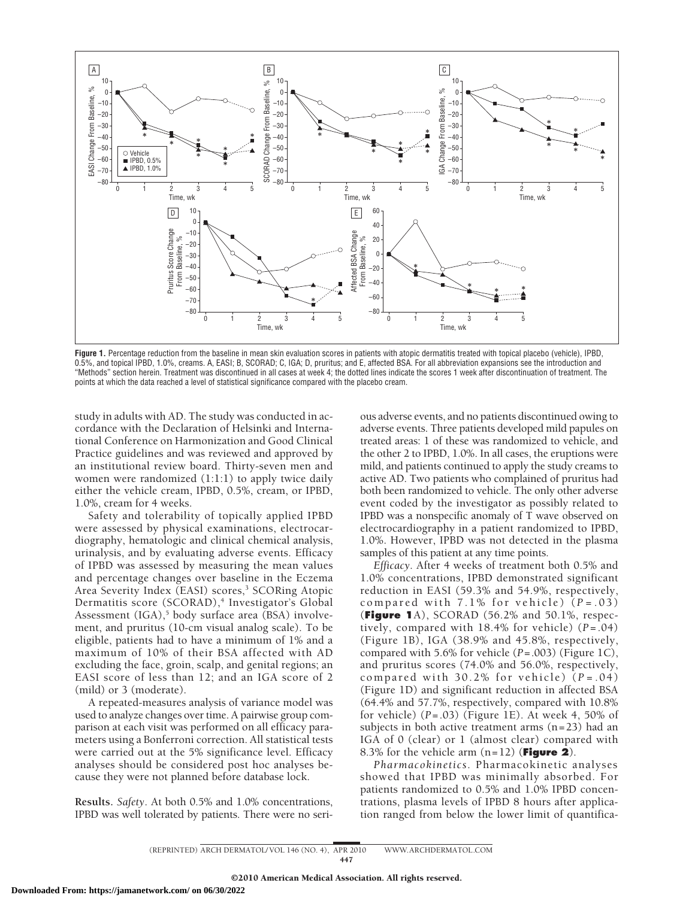**Figure 1.** Percentage reduction from the baseline in mean skin evaluation scores in patients with atopic dermatitis treated with topical placebo (vehicle), IPBD, 0.5%, and topical IPBD, 1.0%, creams. A, EASI; B, SCORAD; C, IGA; D, pruritus; and E, affected BSA. For all abbreviation expansions see the introduction and "Methods" section herein. Treatment was discontinued in all cases at week 4; the dotted lines indicate the scores 1 week after discontinuation of treatment. The points at which the data reached a level of statistical significance compared with the placebo cream.

study in adults with AD. The study was conducted in accordance with the Declaration of Helsinki and International Conference on Harmonization and Good Clinical Practice guidelines and was reviewed and approved by an institutional review board. Thirty-seven men and women were randomized (1:1:1) to apply twice daily either the vehicle cream, IPBD, 0.5%, cream, or IPBD, 1.0%, cream for 4 weeks.

Safety and tolerability of topically applied IPBD were assessed by physical examinations, electrocardiography, hematologic and clinical chemical analysis, urinalysis, and by evaluating adverse events. Efficacy of IPBD was assessed by measuring the mean values and percentage changes over baseline in the Eczema Area Severity Index (EASI) scores,[3] SCORing Atopic Dermatitis score (SCORAD),[4] Investigator's Global Assessment (IGA),[5] body surface area (BSA) involvement, and pruritus (10-cm visual analog scale). To be eligible, patients had to have a minimum of 1% and a maximum of 10% of their BSA affected with AD excluding the face, groin, scalp, and genital regions; an EASI score of less than 12; and an IGA score of 2 (mild) or 3 (moderate).

A repeated-measures analysis of variance model was used to analyze changes over time. A pairwise group comparison at each visit was performed on all efficacy parameters using a Bonferroni correction. All statistical tests were carried out at the 5% significance level. Efficacy analyses should be considered post hoc analyses because they were not planned before database lock.

**Results.** *Safety*. At both 0.5% and 1.0% concentrations, IPBD was well tolerated by patients. There were no serious adverse events, and no patients discontinued owing to adverse events. Three patients developed mild papules on treated areas: 1 of these was randomized to vehicle, and the other 2 to IPBD, 1.0%. In all cases, the eruptions were mild, and patients continued to apply the study creams to active AD. Two patients who complained of pruritus had both been randomized to vehicle. The only other adverse event coded by the investigator as possibly related to IPBD was a nonspecific anomaly of T wave observed on electrocardiography in a patient randomized to IPBD, 1.0%. However, IPBD was not detected in the plasma samples of this patient at any time points.

*Efficacy*. After 4 weeks of treatment both 0.5% and 1.0% concentrations, IPBD demonstrated significant reduction in EASI (59.3% and 54.9%, respectively, compared with 7.1% for vehicle) ($P = .03$) (**Figure 1**A), SCORAD (56.2% and 50.1%, respectively, compared with 18.4% for vehicle) ($P = .04$) (Figure 1B), IGA (38.9% and 45.8%, respectively, compared with 5.6% for vehicle ($P = .003$) (Figure 1C), and pruritus scores (74.0% and 56.0%, respectively, compared with 30.2% for vehicle) ($P = .04$) (Figure 1D) and significant reduction in affected BSA (64.4% and 57.7%, respectively, compared with 10.8% for vehicle) ($P = .03$) (Figure 1E). At week 4, 50% of subjects in both active treatment arms ($n = 23$) had an IGA of 0 (clear) or 1 (almost clear) compared with 8.3% for the vehicle arm ($n = 12$) (**Figure 2**).

*Pharmacokinetics*. Pharmacokinetic analyses showed that IPBD was minimally absorbed. For patients randomized to 0.5% and 1.0% IPBD concentrations, plasma levels of IPBD 8 hours after application ranged from below the lower limit of quantifica-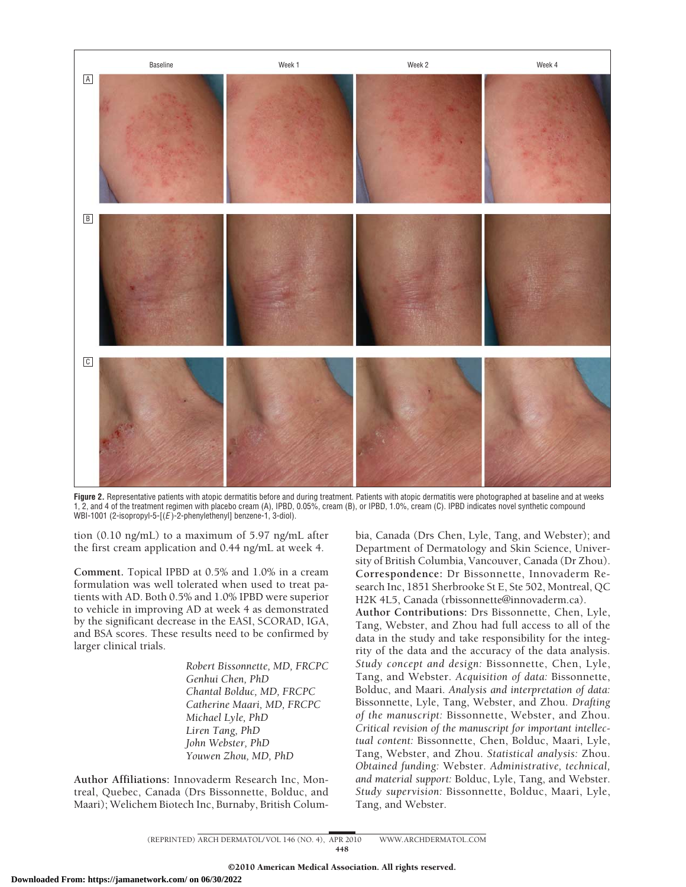Figure 2. Representative patients with atopic dermatitis before and during treatment. Patients with atopic dermatitis were photographed at baseline and at weeks 1, 2, and 4 of the treatment regimen with placebo cream (A), IPBD, 0.05%, cream (B), or IPBD, 1.0%, cream (C). IPBD indicates novel synthetic compound WBI-1001 (2-isopropyl-5-[(*E*)-2-phenylethenyl] benzene-1, 3-diol).

tion (0.10 ng/mL) to a maximum of 5.97 ng/mL after the first cream application and 0.44 ng/mL at week 4.

**Comment.** Topical IPBD at 0.5% and 1.0% in a cream formulation was well tolerated when used to treat patients with AD. Both 0.5% and 1.0% IPBD were superior to vehicle in improving AD at week 4 as demonstrated by the significant decrease in the EASI, SCORAD, IGA, and BSA scores. These results need to be confirmed by larger clinical trials.

*Robert Bissonnette, MD, FRCPC*
*Genhui Chen, PhD*
*Chantal Bolduc, MD, FRCPC*
*Catherine Maari, MD, FRCPC*
*Michael Lyle, PhD*
*Liren Tang, PhD*
*John Webster, PhD*
*Youwen Zhou, MD, PhD*

**Author Affiliations:** Innovaderm Research Inc, Montreal, Quebec, Canada (Drs Bissonnette, Bolduc, and Maari); Welichem Biotech Inc, Burnaby, British Columbia, Canada (Drs Chen, Lyle, Tang, and Webster); and Department of Dermatology and Skin Science, University of British Columbia, Vancouver, Canada (Dr Zhou).

**Correspondence:** Dr Bissonnette, Innovaderm Research Inc, 1851 Sherbrooke St E, Ste 502, Montreal, QC H2K 4L5, Canada (rbissonnette@innovaderm.ca).

**Author Contributions:** Drs Bissonnette, Chen, Lyle, Tang, Webster, and Zhou had full access to all of the data in the study and take responsibility for the integrity of the data and the accuracy of the data analysis. *Study concept and design:* Bissonnette, Chen, Lyle, Tang, and Webster. *Acquisition of data:* Bissonnette, Bolduc, and Maari. *Analysis and interpretation of data:* Bissonnette, Lyle, Tang, Webster, and Zhou. *Drafting of the manuscript:* Bissonnette, Webster, and Zhou. *Critical revision of the manuscript for important intellectual content:* Bissonnette, Chen, Bolduc, Maari, Lyle, Tang, Webster, and Zhou. *Statistical analysis:* Zhou. *Obtained funding:* Webster. *Administrative, technical, and material support:* Bolduc, Lyle, Tang, and Webster. *Study supervision:* Bissonnette, Bolduc, Maari, Lyle, Tang, and Webster.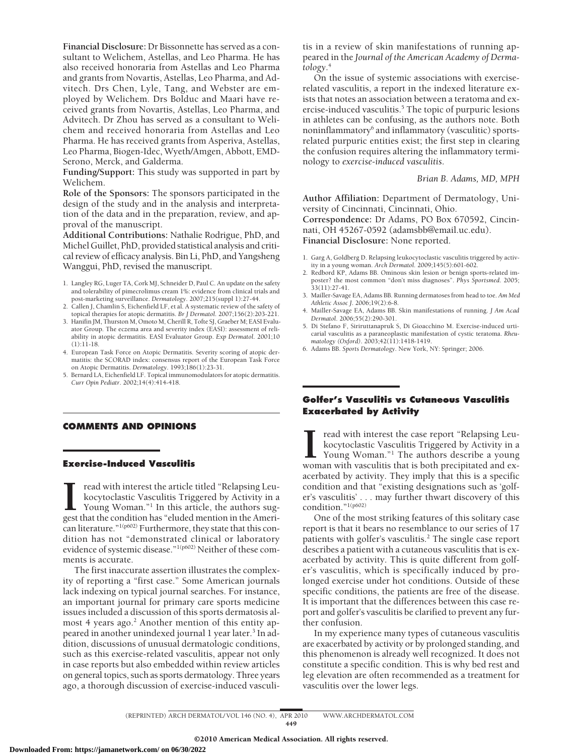**Financial Disclosure:** Dr Bissonnette has served as a consultant to Welichem, Astellas, and Leo Pharma. He has also received honoraria from Astellas and Leo Pharma and grants from Novartis, Astellas, Leo Pharma, and Advitech. Drs Chen, Lyle, Tang, and Webster are employed by Welichem. Drs Bolduc and Maari have received grants from Novartis, Astellas, Leo Pharma, and Advitech. Dr Zhou has served as a consultant to Welichem and received honoraria from Astellas and Leo Pharma. He has received grants from Asperiva, Astellas, Leo Pharma, Biogen-Idec, Wyeth/Amgen, Abbott, EMD-Serono, Merck, and Galderma.

**Funding/Support:** This study was supported in part by Welichem.

**Role of the Sponsors:** The sponsors participated in the design of the study and in the analysis and interpretation of the data and in the preparation, review, and approval of the manuscript.

**Additional Contributions:** Nathalie Rodrigue, PhD, and Michel Guillet, PhD, provided statistical analysis and critical review of efficacy analysis. Bin Li, PhD, and Yangsheng Wanggui, PhD, revised the manuscript.

1. Langley RG, Luger TA, Cork MJ, Schneider D, Paul C. An update on the safety and tolerability of pimecrolimus cream 1%: evidence from clinical trials and post-marketing surveillance. *Dermatology*. 2007;215(suppl 1):27-44.
2. Callen J, Chamlin S, Eichenfield LF, et al. A systematic review of the safety of topical therapies for atopic dermatitis. *Br J Dermatol*. 2007;156(2):203-221.
3. Hanifin JM, Thurston M, Omoto M, Cherill R, Tofte SJ, Graeber M; EASI Evaluator Group. The eczema area and severity index (EASI): assessment of reliability in atopic dermatitis. EASI Evaluator Group. *Exp Dermatol*. 2001;10(1):11-18.
4. European Task Force on Atopic Dermatitis. Severity scoring of atopic dermatitis: the SCORAD index: consensus report of the European Task Force on Atopic Dermatitis. *Dermatology*. 1993;186(1):23-31.
5. Bernard LA, Eichenfield LF. Topical immunomodulators for atopic dermatitis. *Curr Opin Pediatr*. 2002;14(4):414-418.

# COMMENTS AND OPINIONS

## Exercise-Induced Vasculitis

I read with interest the article titled "Relapsing Leukocytoclastic Vasculitis Triggered by Activity in a Young Woman."[1] In this article, the authors suggest that the condition has "eluded mention in the American literature."[1(p602)] Furthermore, they state that this condition has not "demonstrated clinical or laboratory evidence of systemic disease."[1(p602)] Neither of these comments is accurate.

The first inaccurate assertion illustrates the complexity of reporting a "first case." Some American journals lack indexing on typical journal searches. For instance, an important journal for primary care sports medicine issues included a discussion of this sports dermatosis almost 4 years ago.[2] Another mention of this entity appeared in another unindexed journal 1 year later.[3] In addition, discussions of unusual dermatologic conditions, such as this exercise-related vasculitis, appear not only in case reports but also embedded within review articles on general topics, such as sports dermatology. Three years ago, a thorough discussion of exercise-induced vasculitis in a review of skin manifestations of running appeared in the *Journal of the American Academy of Dermatology*.[4]

On the issue of systemic associations with exercise-related vasculitis, a report in the indexed literature exists that notes an association between a teratoma and exercise-induced vasculitis.[5] The topic of purpuric lesions in athletes can be confusing, as the authors note. Both noninflammatory[6] and inflammatory (vasculitic) sports-related purpuric entities exist; the first step in clearing the confusion requires altering the inflammatory terminology to *exercise-induced vasculitis*.

*Brian B. Adams, MD, MPH*

**Author Affiliation:** Department of Dermatology, University of Cincinnati, Cincinnati, Ohio.

**Correspondence:** Dr Adams, PO Box 670592, Cincinnati, OH 45267-0592 (adamsbb@email.uc.edu).

**Financial Disclosure:** None reported.

1. Garg A, Goldberg D. Relapsing leukocytoclastic vasculitis triggered by activity in a young woman. *Arch Dermatol*. 2009;145(5):601-602.
2. Redbord KP, Adams BB. Ominous skin lesion or benign sports-related imposter? the most common "don't miss diagnoses". *Phys Sportsmed*. 2005;33(11):27-41.
3. Mailler-Savage EA, Adams BB. Running dermatoses from head to toe. *Am Med Athletic Assoc J*. 2006;19(2):6-8.
4. Mailler-Savage EA, Adams BB. Skin manifestations of running. *J Am Acad Dermatol*. 2006;55(2):290-301.
5. Di Stefano F, Siriruttanapruk S, Di Gioacchino M. Exercise-induced urticarial vasculitis as a paraneoplastic manifestation of cystic teratoma. *Rheumatology (Oxford)*. 2003;42(11):1418-1419.
6. Adams BB. *Sports Dermatology*. New York, NY: Springer; 2006.

## Golfer's Vasculitis vs Cutaneous Vasculitis Exacerbated by Activity

I read with interest the case report "Relapsing Leukocytoclastic Vasculitis Triggered by Activity in a Young Woman."[1] The authors describe a young woman with vasculitis that is both precipitated and exacerbated by activity. They imply that this is a specific condition and that "existing designations such as 'golfer's vasculitis' . . . may further thwart discovery of this condition."[1(p602)]

One of the most striking features of this solitary case report is that it bears no resemblance to our series of 17 patients with golfer's vasculitis.[2] The single case report describes a patient with a cutaneous vasculitis that is exacerbated by activity. This is quite different from golfer's vasculitis, which is specifically induced by prolonged exercise under hot conditions. Outside of these specific conditions, the patients are free of the disease. It is important that the differences between this case report and golfer's vasculitis be clarified to prevent any further confusion.

In my experience many types of cutaneous vasculitis are exacerbated by activity or by prolonged standing, and this phenomenon is already well recognized. It does not constitute a specific condition. This is why bed rest and leg elevation are often recommended as a treatment for vasculitis over the lower legs.